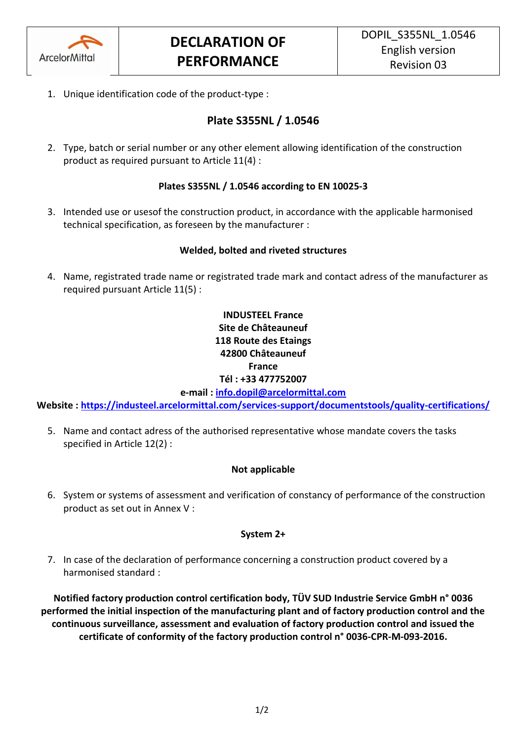| ArcelorMittal | # DECLARATION OF PERFORMANCE | DOPIL_S355NL_1.0546<br>English version<br>Revision 03 |
|---|---|---|

1. Unique identification code of the product-type :

**Plate S355NL / 1.0546**

2. Type, batch or serial number or any other element allowing identification of the construction product as required pursuant to Article 11(4) :

**Plates S355NL / 1.0546 according to EN 10025-3**

3. Intended use or usesof the construction product, in accordance with the applicable harmonised technical specification, as foreseen by the manufacturer :

**Welded, bolted and riveted structures**

4. Name, registrated trade name or registrated trade mark and contact adress of the manufacturer as required pursuant Article 11(5) :

**INDUSTEEL France**
**Site de Châteauneuf**
**118 Route des Etaings**
**42800 Châteauneuf**
**France**
**Tél : +33 477752007**
**e-mail : [info.dopil@arcelormittal.com](mailto:info.dopil@arcelormittal.com)**
**Website : [https://industeel.arcelormittal.com/services-support/documentstools/quality-certifications/](https://industeel.arcelormittal.com/services-support/documentstools/quality-certifications/)**

5. Name and contact adress of the authorised representative whose mandate covers the tasks specified in Article 12(2) :

**Not applicable**

6. System or systems of assessment and verification of constancy of performance of the construction product as set out in Annex V :

**System 2+**

7. In case of the declaration of performance concerning a construction product covered by a harmonised standard :

**Notified factory production control certification body, TÜV SUD Industrie Service GmbH n° 0036 performed the initial inspection of the manufacturing plant and of factory production control and the continuous surveillance, assessment and evaluation of factory production control and issued the certificate of conformity of the factory production control n° 0036-CPR-M-093-2016.**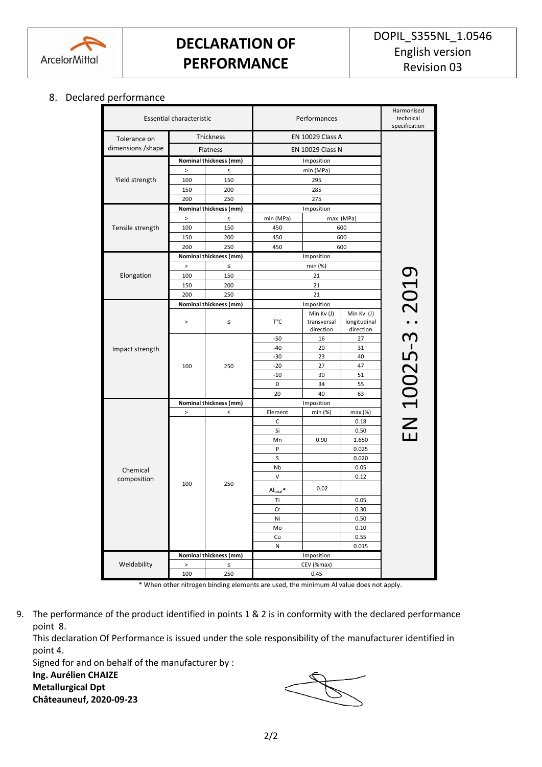8. Declared performance

| Essential characteristic | | | Performances | | | Harmonised technical specification |
|---|---|---|---|---|---|---|
| Tolerance on dimensions /shape | Thickness | | EN 10029 Class A | | | EN 10025-3 : 2019 |
| | Flatness | | EN 10029 Class N | | | |
| Yield strength | Nominal thickness (mm) | | Imposition | | | |
| | > | ≤ | min (MPa) | | | |
| | 100 | 150 | 295 | | | |
| | 150 | 200 | 285 | | | |
| | 200 | 250 | 275 | | | |
| Tensile strength | Nominal thickness (mm) | | Imposition | | | |
| | > | ≤ | min (MPa) | max (MPa) | | |
| | 100 | 150 | 450 | 600 | | |
| | 150 | 200 | 450 | 600 | | |
| | 200 | 250 | 450 | 600 | | |
| Elongation | Nominal thickness (mm) | | Imposition | | | |
| | > | ≤ | min (%) | | | |
| | 100 | 150 | 21 | | | |
| | 150 | 200 | 21 | | | |
| | 200 | 250 | 21 | | | |
| Impact strength | Nominal thickness (mm) | | Imposition | | | |
| | > | ≤ | T°C | Min Kv (J) transversal direction | Min Kv (J) longitudinal direction | |
| | 100 | 250 | -50 | 16 | 27 | |
| | | | -40 | 20 | 31 | |
| | | | -30 | 23 | 40 | |
| | | | -20 | 27 | 47 | |
| | | | -10 | 30 | 51 | |
| | | | 0 | 34 | 55 | |
| | | | 20 | 40 | 63 | |
| Chemical composition | Nominal thickness (mm) | | Imposition | | | |
| | > | ≤ | Element | min (%) | max (%) | |
| | 100 | 250 | C | | 0.18 | |
| | | | Si | | 0.50 | |
| | | | Mn | 0.90 | 1.650 | |
| | | | P | | 0.025 | |
| | | | S | | 0.020 | |
| | | | Nb | | 0.05 | |
| | | | V | | 0.12 | |
| | | | $Al_{total}$* | 0.02 | | |
| | | | Ti | | 0.05 | |
| | | | Cr | | 0.30 | |
| | | | Ni | | 0.50 | |
| | | | Mo | | 0.10 | |
| | | | Cu | | 0.55 | |
| | | | N | | 0.015 | |
| Weldability | Nominal thickness (mm) | | Imposition | | | |
| | > | ≤ | CEV (%max) | | | |
| | 100 | 250 | 0.45 | | | |

\* When other nitrogen binding elements are used, the minimum Al value does not apply.

9. The performance of the product identified in points 1 & 2 is in conformity with the declared performance point 8.
This declaration Of Performance is issued under the sole responsibility of the manufacturer identified in point 4.
Signed for and on behalf of the manufacturer by :
**Ing. Aurélien CHAIZE**
**Metallurgical Dpt**
**Châteauneuf, 2020-09-23**